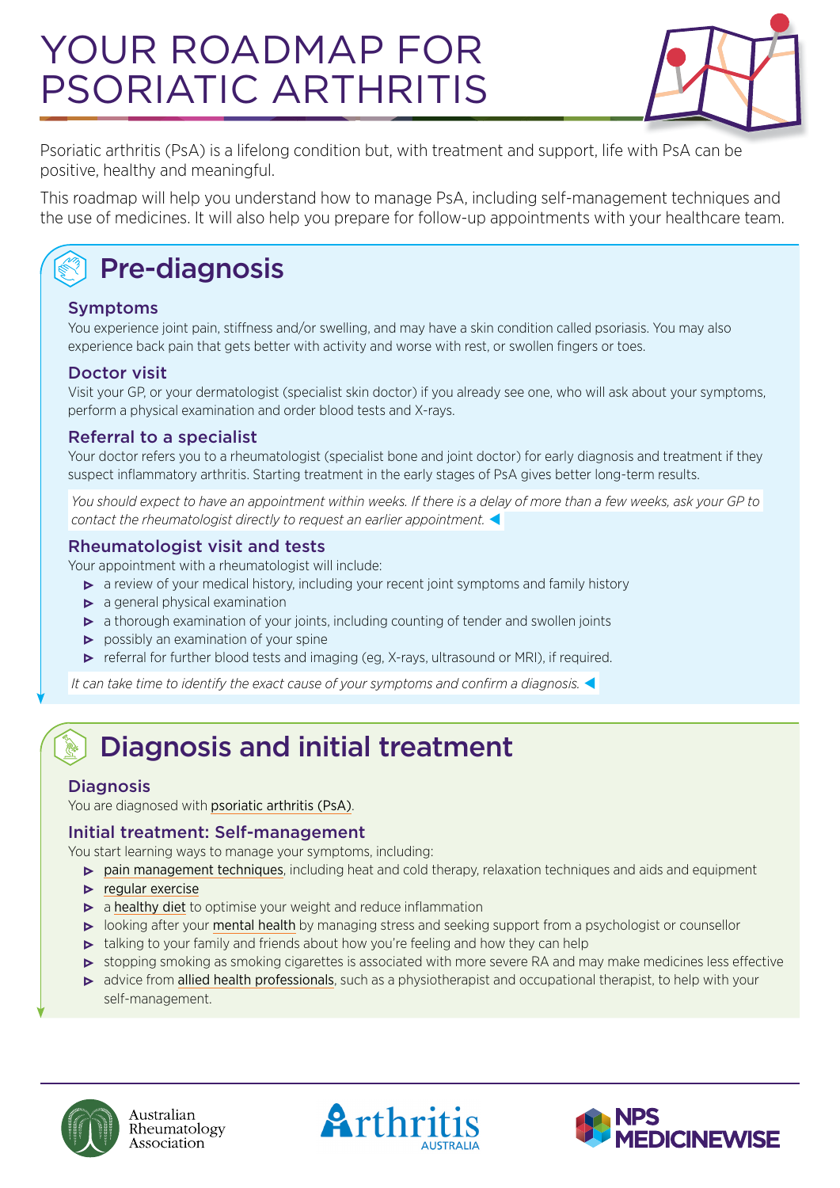# YOUR ROADMAP FOR PSORIATIC ARTHRITIS

Psoriatic arthritis (PsA) is a lifelong condition but, with treatment and support, life with PsA can be positive, healthy and meaningful.

This roadmap will help you understand how to manage PsA, including self-management techniques and the use of medicines. It will also help you prepare for follow-up appointments with your healthcare team.

## Pre-diagnosis

### Symptoms

You experience joint pain, stiffness and/or swelling, and may have a skin condition called psoriasis. You may also experience back pain that gets better with activity and worse with rest, or swollen fingers or toes.

### Doctor visit

Visit your GP, or your dermatologist (specialist skin doctor) if you already see one, who will ask about your symptoms, perform a physical examination and order blood tests and X-rays.

### Referral to a specialist

Your doctor refers you to a rheumatologist (specialist bone and joint doctor) for early diagnosis and treatment if they suspect inflammatory arthritis. Starting treatment in the early stages of PsA gives better long-term results.

*You should expect to have an appointment within weeks. If there is a delay of more than a few weeks, ask your GP to contact the rheumatologist directly to request an earlier appointment.*

### Rheumatologist visit and tests

Your appointment with a rheumatologist will include:

- a review of your medical history, including your recent joint symptoms and family history
- a general physical examination
- a thorough examination of your joints, including counting of tender and swollen joints
- possibly an examination of your spine
- referral for further blood tests and imaging (eg, X-rays, ultrasound or MRI), if required.

*It can take time to identify the exact cause of your symptoms and confirm a diagnosis.*

## Diagnosis and initial treatment

### Diagnosis

You are diagnosed with psoriatic arthritis (PsA).

### Initial treatment: Self-management

You start learning ways to manage your symptoms, including:

- pain management techniques, including heat and cold therapy, relaxation techniques and aids and equipment
- regular exercise
- a healthy diet to optimise your weight and reduce inflammation
- looking after your mental health by managing stress and seeking support from a psychologist or counsellor
- talking to your family and friends about how you're feeling and how they can help
- stopping smoking as smoking cigarettes is associated with more severe RA and may make medicines less effective
- advice from allied health professionals, such as a physiotherapist and occupational therapist, to help with your self-management.

Australian Rheumatology Association | Arthritis Australia | NPS MedicineWise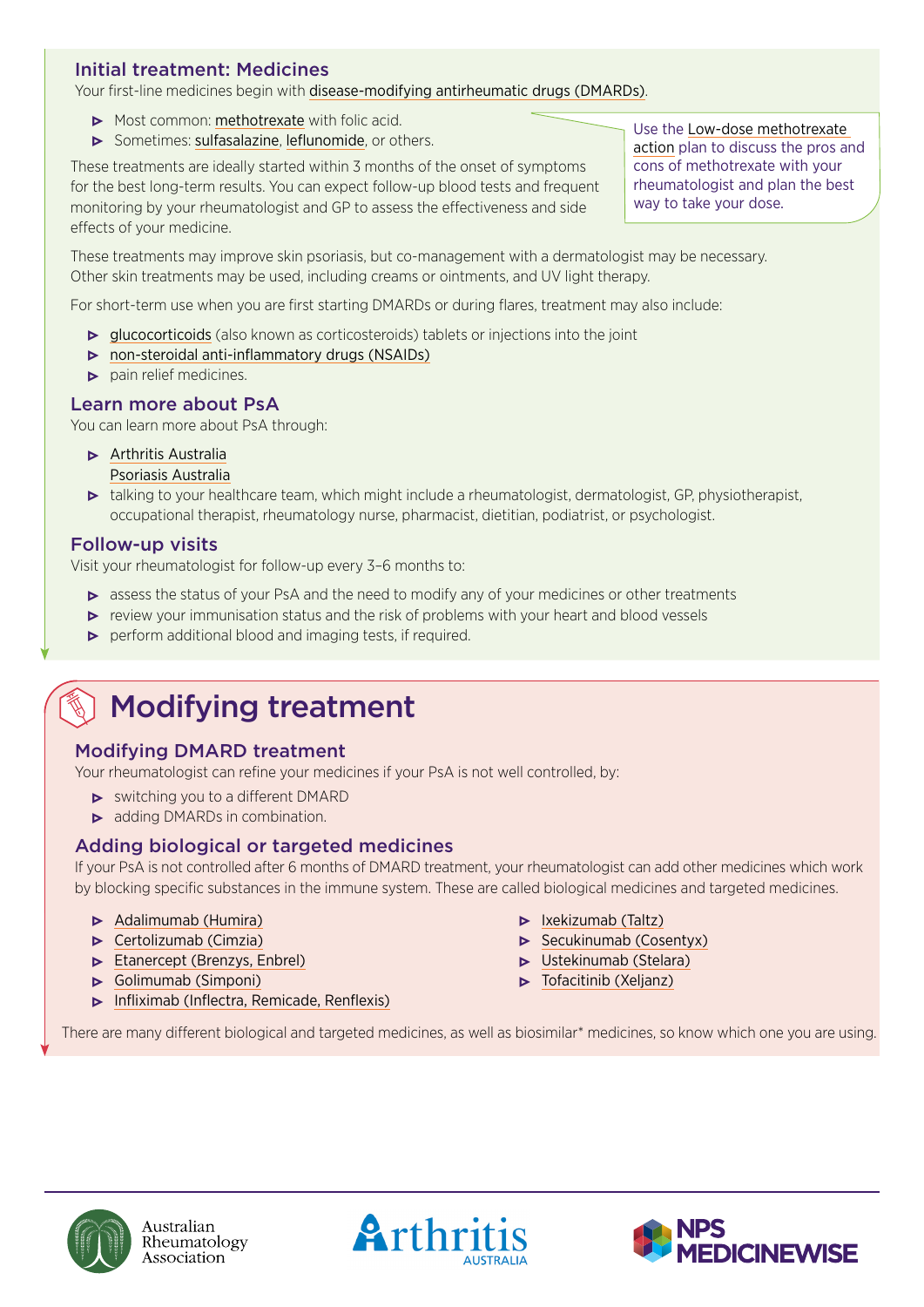### Initial treatment: Medicines

Your first-line medicines begin with disease-modifying antirheumatic drugs (DMARDs).

- Most common: methotrexate with folic acid.
- Sometimes: sulfasalazine, leflunomide, or others.

Use the Low-dose methotrexate action plan to discuss the pros and cons of methotrexate with your rheumatologist and plan the best way to take your dose.

These treatments are ideally started within 3 months of the onset of symptoms for the best long-term results. You can expect follow-up blood tests and frequent monitoring by your rheumatologist and GP to assess the effectiveness and side effects of your medicine.

These treatments may improve skin psoriasis, but co-management with a dermatologist may be necessary. Other skin treatments may be used, including creams or ointments, and UV light therapy.

For short-term use when you are first starting DMARDs or during flares, treatment may also include:

- glucocorticoids (also known as corticosteroids) tablets or injections into the joint
- non-steroidal anti-inflammatory drugs (NSAIDs)
- pain relief medicines.

### Learn more about PsA

You can learn more about PsA through:

- Arthritis Australia
  Psoriasis Australia
- talking to your healthcare team, which might include a rheumatologist, dermatologist, GP, physiotherapist, occupational therapist, rheumatology nurse, pharmacist, dietitian, podiatrist, or psychologist.

### Follow-up visits

Visit your rheumatologist for follow-up every 3–6 months to:

- assess the status of your PsA and the need to modify any of your medicines or other treatments
- review your immunisation status and the risk of problems with your heart and blood vessels
- perform additional blood and imaging tests, if required.

# Modifying treatment

### Modifying DMARD treatment

Your rheumatologist can refine your medicines if your PsA is not well controlled, by:

- switching you to a different DMARD
- adding DMARDs in combination.

### Adding biological or targeted medicines

If your PsA is not controlled after 6 months of DMARD treatment, your rheumatologist can add other medicines which work by blocking specific substances in the immune system. These are called biological medicines and targeted medicines.

- Adalimumab (Humira)
- Certolizumab (Cimzia)
- Etanercept (Brenzys, Enbrel)
- Golimumab (Simponi)
- Infliximab (Inflectra, Remicade, Renflexis)
- Ixekizumab (Taltz)
- Secukinumab (Cosentyx)
- Ustekinumab (Stelara)
- Tofacitinib (Xeljanz)

There are many different biological and targeted medicines, as well as biosimilar* medicines, so know which one you are using.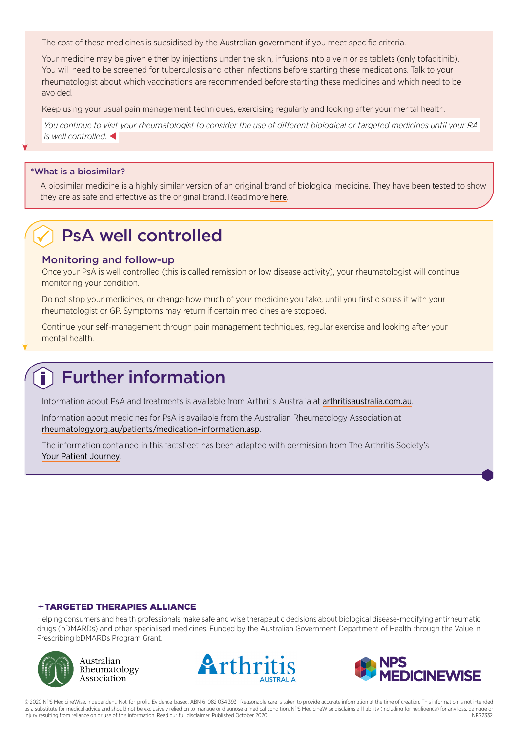The cost of these medicines is subsidised by the Australian government if you meet specific criteria.

Your medicine may be given either by injections under the skin, infusions into a vein or as tablets (only tofacitinib). You will need to be screened for tuberculosis and other infections before starting these medications. Talk to your rheumatologist about which vaccinations are recommended before starting these medicines and which need to be avoided.

Keep using your usual pain management techniques, exercising regularly and looking after your mental health.

*You continue to visit your rheumatologist to consider the use of different biological or targeted medicines until your RA is well controlled.*

**\*What is a biosimilar?**

A biosimilar medicine is a highly similar version of an original brand of biological medicine. They have been tested to show they are as safe and effective as the original brand. Read more here.

# PsA well controlled

## Monitoring and follow-up

Once your PsA is well controlled (this is called remission or low disease activity), your rheumatologist will continue monitoring your condition.

Do not stop your medicines, or change how much of your medicine you take, until you first discuss it with your rheumatologist or GP. Symptoms may return if certain medicines are stopped.

Continue your self-management through pain management techniques, regular exercise and looking after your mental health.

# Further information

Information about PsA and treatments is available from Arthritis Australia at arthritisaustralia.com.au.

Information about medicines for PsA is available from the Australian Rheumatology Association at rheumatology.org.au/patients/medication-information.asp.

The information contained in this factsheet has been adapted with permission from The Arthritis Society's Your Patient Journey.

**+TARGETED THERAPIES ALLIANCE**

Helping consumers and health professionals make safe and wise therapeutic decisions about biological disease-modifying antirheumatic drugs (bDMARDs) and other specialised medicines. Funded by the Australian Government Department of Health through the Value in Prescribing bDMARDs Program Grant.

Australian Rheumatology Association

Arthritis AUSTRALIA

NPS MEDICINEWISE

© 2020 NPS MedicineWise. Independent. Not-for-profit. Evidence-based. ABN 61 082 034 393. Reasonable care is taken to provide accurate information at the time of creation. This information is not intended as a substitute for medical advice and should not be exclusively relied on to manage or diagnose a medical condition. NPS MedicineWise disclaims all liability (including for negligence) for any loss, damage or injury resulting from reliance on or use of this information. Read our full disclaimer. Published October 2020. NPS2332